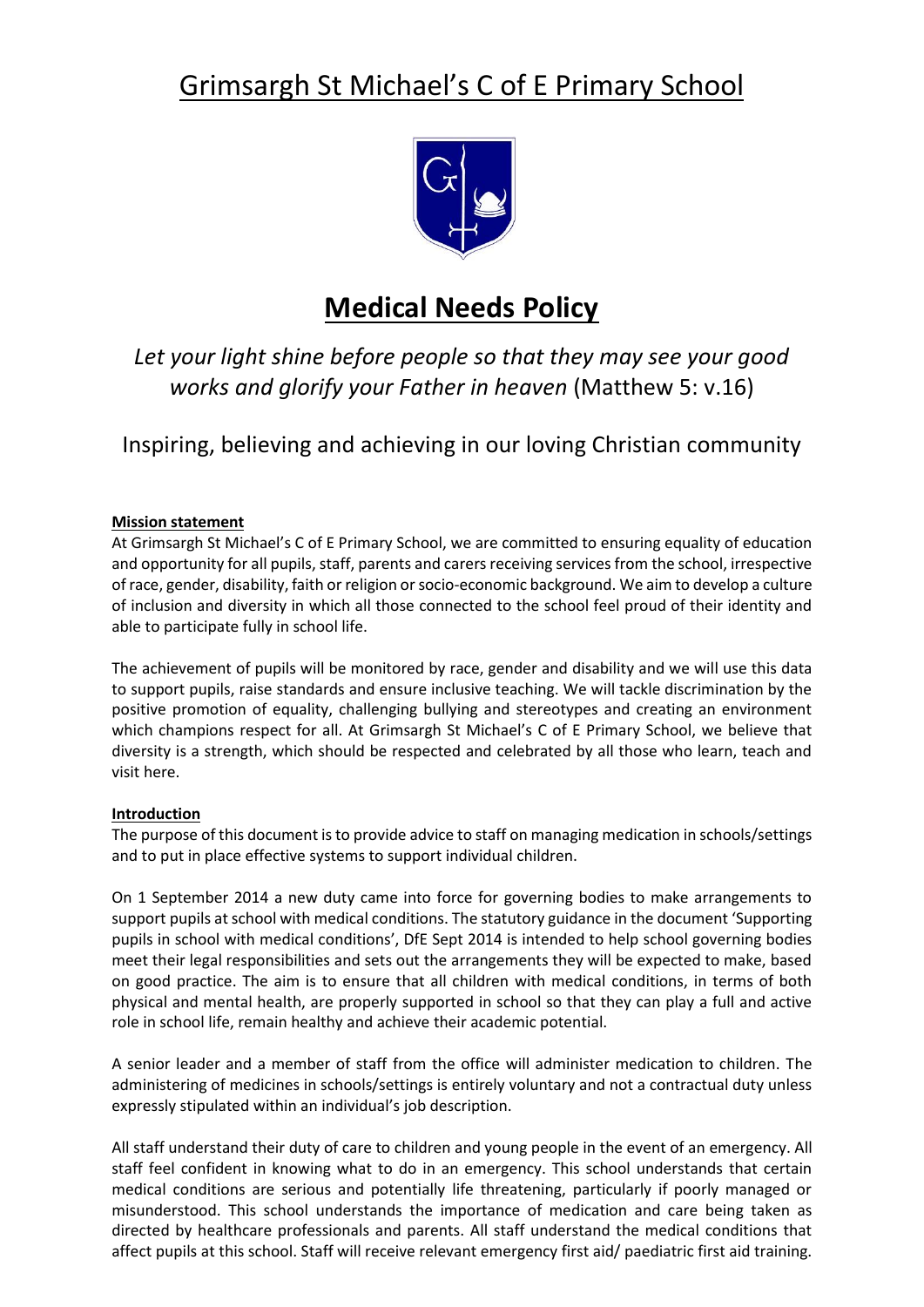# Grimsargh St Michael's C of E Primary School

## Medical Needs Policy

*Let your light shine before people so that they may see your good works and glorify your Father in heaven* (Matthew 5: v.16)

Inspiring, believing and achieving in our loving Christian community

**Mission statement**

At Grimsargh St Michael's C of E Primary School, we are committed to ensuring equality of education and opportunity for all pupils, staff, parents and carers receiving services from the school, irrespective of race, gender, disability, faith or religion or socio-economic background. We aim to develop a culture of inclusion and diversity in which all those connected to the school feel proud of their identity and able to participate fully in school life.

The achievement of pupils will be monitored by race, gender and disability and we will use this data to support pupils, raise standards and ensure inclusive teaching. We will tackle discrimination by the positive promotion of equality, challenging bullying and stereotypes and creating an environment which champions respect for all. At Grimsargh St Michael's C of E Primary School, we believe that diversity is a strength, which should be respected and celebrated by all those who learn, teach and visit here.

**Introduction**

The purpose of this document is to provide advice to staff on managing medication in schools/settings and to put in place effective systems to support individual children.

On 1 September 2014 a new duty came into force for governing bodies to make arrangements to support pupils at school with medical conditions. The statutory guidance in the document 'Supporting pupils in school with medical conditions', DfE Sept 2014 is intended to help school governing bodies meet their legal responsibilities and sets out the arrangements they will be expected to make, based on good practice. The aim is to ensure that all children with medical conditions, in terms of both physical and mental health, are properly supported in school so that they can play a full and active role in school life, remain healthy and achieve their academic potential.

A senior leader and a member of staff from the office will administer medication to children. The administering of medicines in schools/settings is entirely voluntary and not a contractual duty unless expressly stipulated within an individual's job description.

All staff understand their duty of care to children and young people in the event of an emergency. All staff feel confident in knowing what to do in an emergency. This school understands that certain medical conditions are serious and potentially life threatening, particularly if poorly managed or misunderstood. This school understands the importance of medication and care being taken as directed by healthcare professionals and parents. All staff understand the medical conditions that affect pupils at this school. Staff will receive relevant emergency first aid/ paediatric first aid training.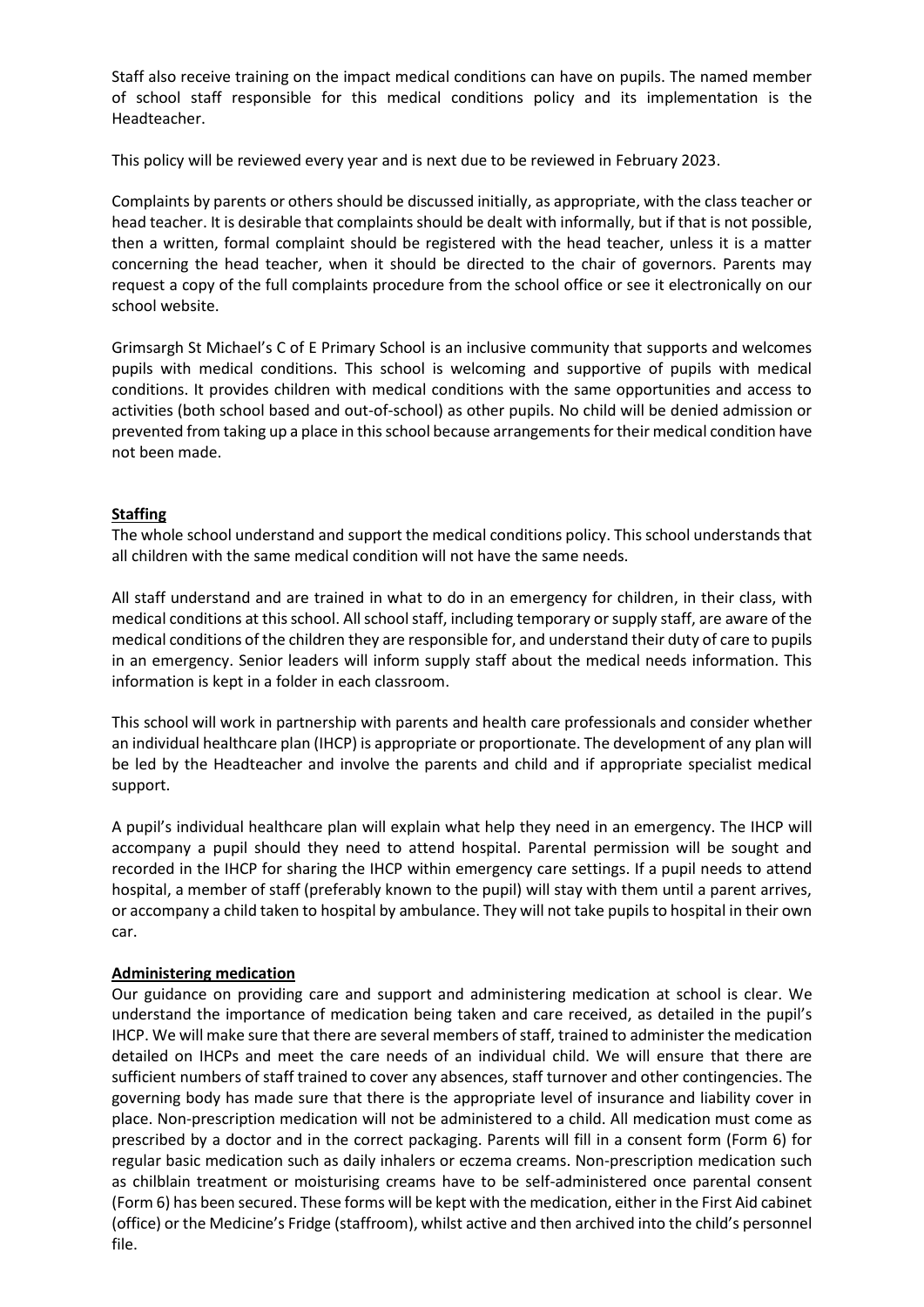Staff also receive training on the impact medical conditions can have on pupils. The named member of school staff responsible for this medical conditions policy and its implementation is the Headteacher.

This policy will be reviewed every year and is next due to be reviewed in February 2023.

Complaints by parents or others should be discussed initially, as appropriate, with the class teacher or head teacher. It is desirable that complaints should be dealt with informally, but if that is not possible, then a written, formal complaint should be registered with the head teacher, unless it is a matter concerning the head teacher, when it should be directed to the chair of governors. Parents may request a copy of the full complaints procedure from the school office or see it electronically on our school website.

Grimsargh St Michael's C of E Primary School is an inclusive community that supports and welcomes pupils with medical conditions. This school is welcoming and supportive of pupils with medical conditions. It provides children with medical conditions with the same opportunities and access to activities (both school based and out-of-school) as other pupils. No child will be denied admission or prevented from taking up a place in this school because arrangements for their medical condition have not been made.

**Staffing**

The whole school understand and support the medical conditions policy. This school understands that all children with the same medical condition will not have the same needs.

All staff understand and are trained in what to do in an emergency for children, in their class, with medical conditions at this school. All school staff, including temporary or supply staff, are aware of the medical conditions of the children they are responsible for, and understand their duty of care to pupils in an emergency. Senior leaders will inform supply staff about the medical needs information. This information is kept in a folder in each classroom.

This school will work in partnership with parents and health care professionals and consider whether an individual healthcare plan (IHCP) is appropriate or proportionate. The development of any plan will be led by the Headteacher and involve the parents and child and if appropriate specialist medical support.

A pupil's individual healthcare plan will explain what help they need in an emergency. The IHCP will accompany a pupil should they need to attend hospital. Parental permission will be sought and recorded in the IHCP for sharing the IHCP within emergency care settings. If a pupil needs to attend hospital, a member of staff (preferably known to the pupil) will stay with them until a parent arrives, or accompany a child taken to hospital by ambulance. They will not take pupils to hospital in their own car.

**Administering medication**

Our guidance on providing care and support and administering medication at school is clear. We understand the importance of medication being taken and care received, as detailed in the pupil's IHCP. We will make sure that there are several members of staff, trained to administer the medication detailed on IHCPs and meet the care needs of an individual child. We will ensure that there are sufficient numbers of staff trained to cover any absences, staff turnover and other contingencies. The governing body has made sure that there is the appropriate level of insurance and liability cover in place. Non-prescription medication will not be administered to a child. All medication must come as prescribed by a doctor and in the correct packaging. Parents will fill in a consent form (Form 6) for regular basic medication such as daily inhalers or eczema creams. Non-prescription medication such as chilblain treatment or moisturising creams have to be self-administered once parental consent (Form 6) has been secured. These forms will be kept with the medication, either in the First Aid cabinet (office) or the Medicine's Fridge (staffroom), whilst active and then archived into the child's personnel file.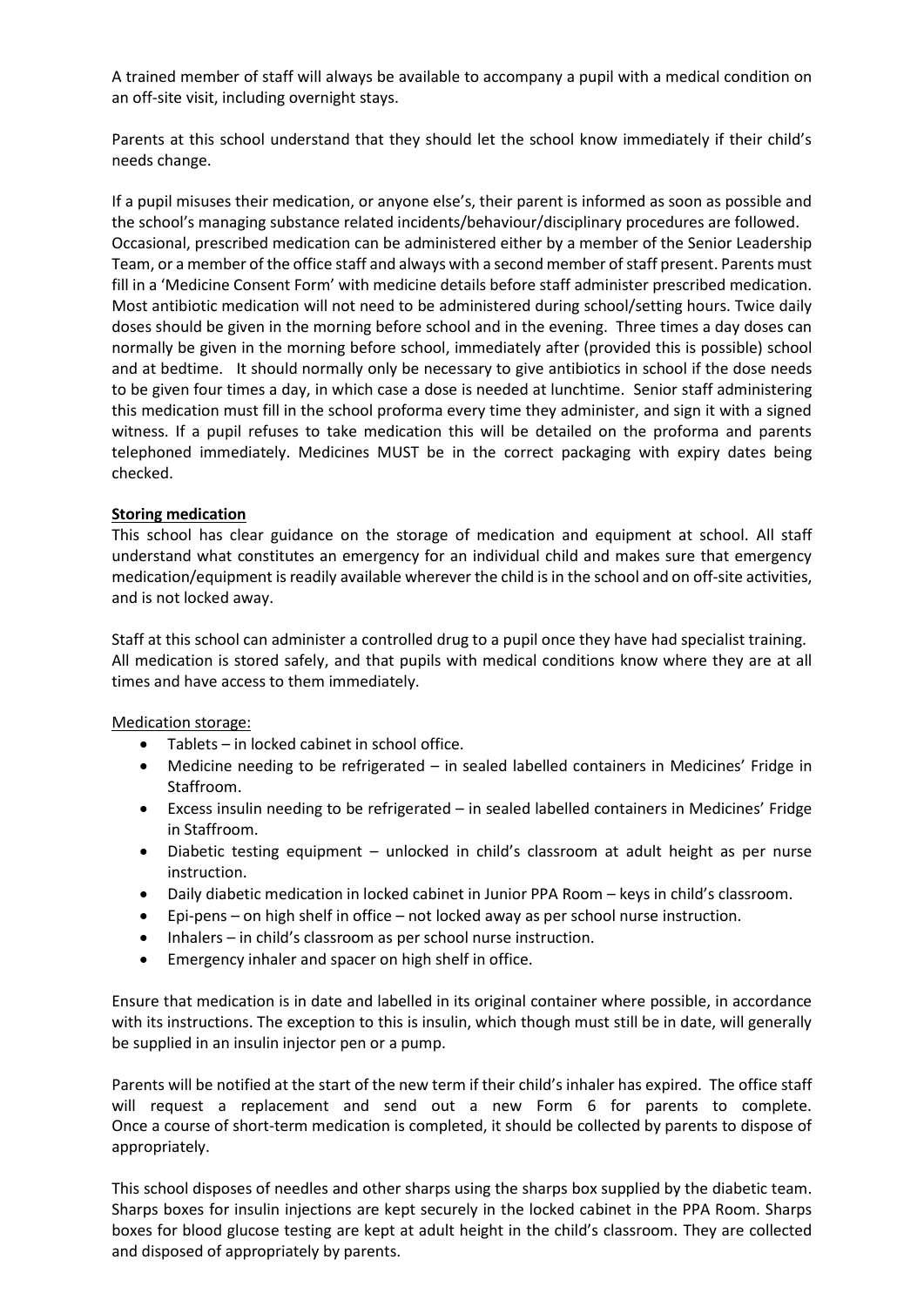A trained member of staff will always be available to accompany a pupil with a medical condition on an off-site visit, including overnight stays.

Parents at this school understand that they should let the school know immediately if their child's needs change.

If a pupil misuses their medication, or anyone else's, their parent is informed as soon as possible and the school's managing substance related incidents/behaviour/disciplinary procedures are followed. Occasional, prescribed medication can be administered either by a member of the Senior Leadership Team, or a member of the office staff and always with a second member of staff present. Parents must fill in a 'Medicine Consent Form' with medicine details before staff administer prescribed medication. Most antibiotic medication will not need to be administered during school/setting hours. Twice daily doses should be given in the morning before school and in the evening. Three times a day doses can normally be given in the morning before school, immediately after (provided this is possible) school and at bedtime. It should normally only be necessary to give antibiotics in school if the dose needs to be given four times a day, in which case a dose is needed at lunchtime. Senior staff administering this medication must fill in the school proforma every time they administer, and sign it with a signed witness. If a pupil refuses to take medication this will be detailed on the proforma and parents telephoned immediately. Medicines MUST be in the correct packaging with expiry dates being checked.

**Storing medication**

This school has clear guidance on the storage of medication and equipment at school. All staff understand what constitutes an emergency for an individual child and makes sure that emergency medication/equipment is readily available wherever the child is in the school and on off-site activities, and is not locked away.

Staff at this school can administer a controlled drug to a pupil once they have had specialist training. All medication is stored safely, and that pupils with medical conditions know where they are at all times and have access to them immediately.

Medication storage:

- Tablets – in locked cabinet in school office.
- Medicine needing to be refrigerated – in sealed labelled containers in Medicines' Fridge in Staffroom.
- Excess insulin needing to be refrigerated – in sealed labelled containers in Medicines' Fridge in Staffroom.
- Diabetic testing equipment – unlocked in child's classroom at adult height as per nurse instruction.
- Daily diabetic medication in locked cabinet in Junior PPA Room – keys in child's classroom.
- Epi-pens – on high shelf in office – not locked away as per school nurse instruction.
- Inhalers – in child's classroom as per school nurse instruction.
- Emergency inhaler and spacer on high shelf in office.

Ensure that medication is in date and labelled in its original container where possible, in accordance with its instructions. The exception to this is insulin, which though must still be in date, will generally be supplied in an insulin injector pen or a pump.

Parents will be notified at the start of the new term if their child's inhaler has expired. The office staff will request a replacement and send out a new Form 6 for parents to complete. Once a course of short-term medication is completed, it should be collected by parents to dispose of appropriately.

This school disposes of needles and other sharps using the sharps box supplied by the diabetic team. Sharps boxes for insulin injections are kept securely in the locked cabinet in the PPA Room. Sharps boxes for blood glucose testing are kept at adult height in the child's classroom. They are collected and disposed of appropriately by parents.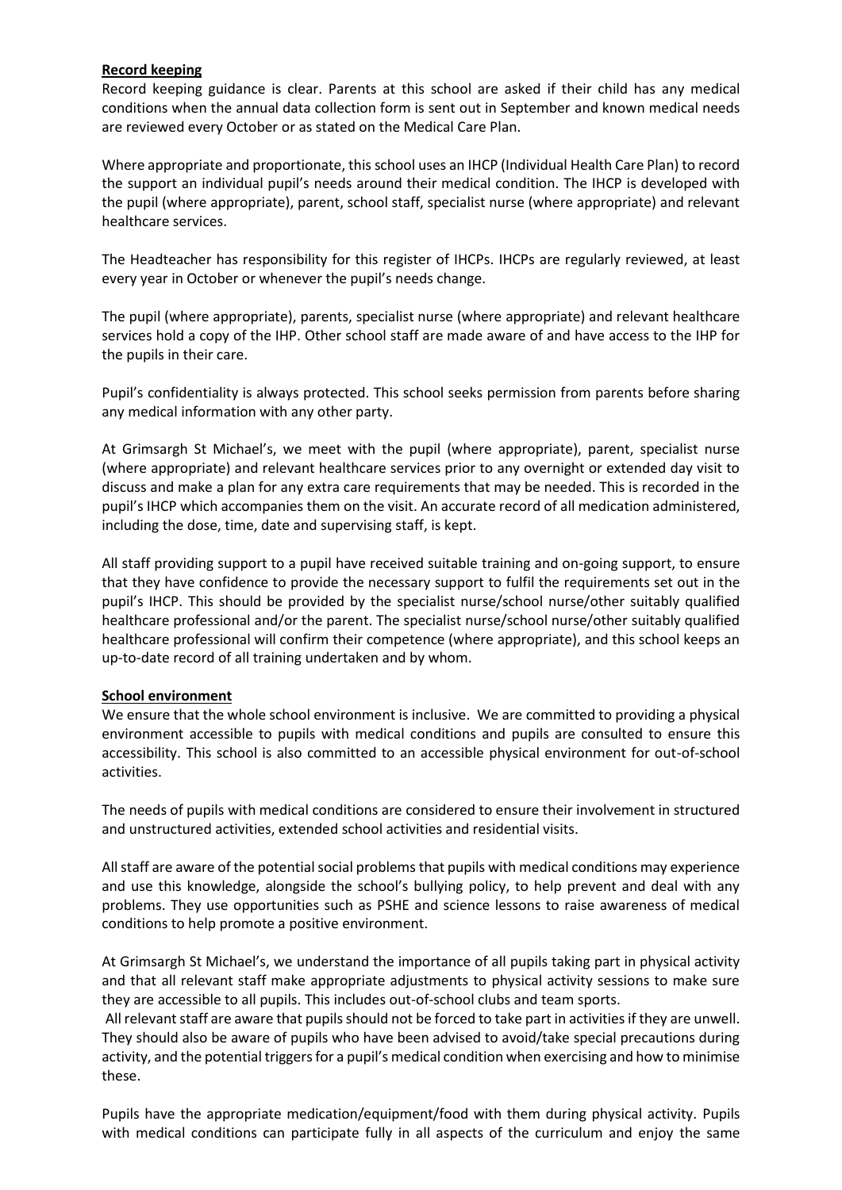**Record keeping**

Record keeping guidance is clear. Parents at this school are asked if their child has any medical conditions when the annual data collection form is sent out in September and known medical needs are reviewed every October or as stated on the Medical Care Plan.

Where appropriate and proportionate, this school uses an IHCP (Individual Health Care Plan) to record the support an individual pupil's needs around their medical condition. The IHCP is developed with the pupil (where appropriate), parent, school staff, specialist nurse (where appropriate) and relevant healthcare services.

The Headteacher has responsibility for this register of IHCPs. IHCPs are regularly reviewed, at least every year in October or whenever the pupil's needs change.

The pupil (where appropriate), parents, specialist nurse (where appropriate) and relevant healthcare services hold a copy of the IHP. Other school staff are made aware of and have access to the IHP for the pupils in their care.

Pupil's confidentiality is always protected. This school seeks permission from parents before sharing any medical information with any other party.

At Grimsargh St Michael's, we meet with the pupil (where appropriate), parent, specialist nurse (where appropriate) and relevant healthcare services prior to any overnight or extended day visit to discuss and make a plan for any extra care requirements that may be needed. This is recorded in the pupil's IHCP which accompanies them on the visit. An accurate record of all medication administered, including the dose, time, date and supervising staff, is kept.

All staff providing support to a pupil have received suitable training and on-going support, to ensure that they have confidence to provide the necessary support to fulfil the requirements set out in the pupil's IHCP. This should be provided by the specialist nurse/school nurse/other suitably qualified healthcare professional and/or the parent. The specialist nurse/school nurse/other suitably qualified healthcare professional will confirm their competence (where appropriate), and this school keeps an up-to-date record of all training undertaken and by whom.

**School environment**

We ensure that the whole school environment is inclusive. We are committed to providing a physical environment accessible to pupils with medical conditions and pupils are consulted to ensure this accessibility. This school is also committed to an accessible physical environment for out-of-school activities.

The needs of pupils with medical conditions are considered to ensure their involvement in structured and unstructured activities, extended school activities and residential visits.

All staff are aware of the potential social problems that pupils with medical conditions may experience and use this knowledge, alongside the school's bullying policy, to help prevent and deal with any problems. They use opportunities such as PSHE and science lessons to raise awareness of medical conditions to help promote a positive environment.

At Grimsargh St Michael's, we understand the importance of all pupils taking part in physical activity and that all relevant staff make appropriate adjustments to physical activity sessions to make sure they are accessible to all pupils. This includes out-of-school clubs and team sports.

All relevant staff are aware that pupils should not be forced to take part in activities if they are unwell. They should also be aware of pupils who have been advised to avoid/take special precautions during activity, and the potential triggers for a pupil's medical condition when exercising and how to minimise these.

Pupils have the appropriate medication/equipment/food with them during physical activity. Pupils with medical conditions can participate fully in all aspects of the curriculum and enjoy the same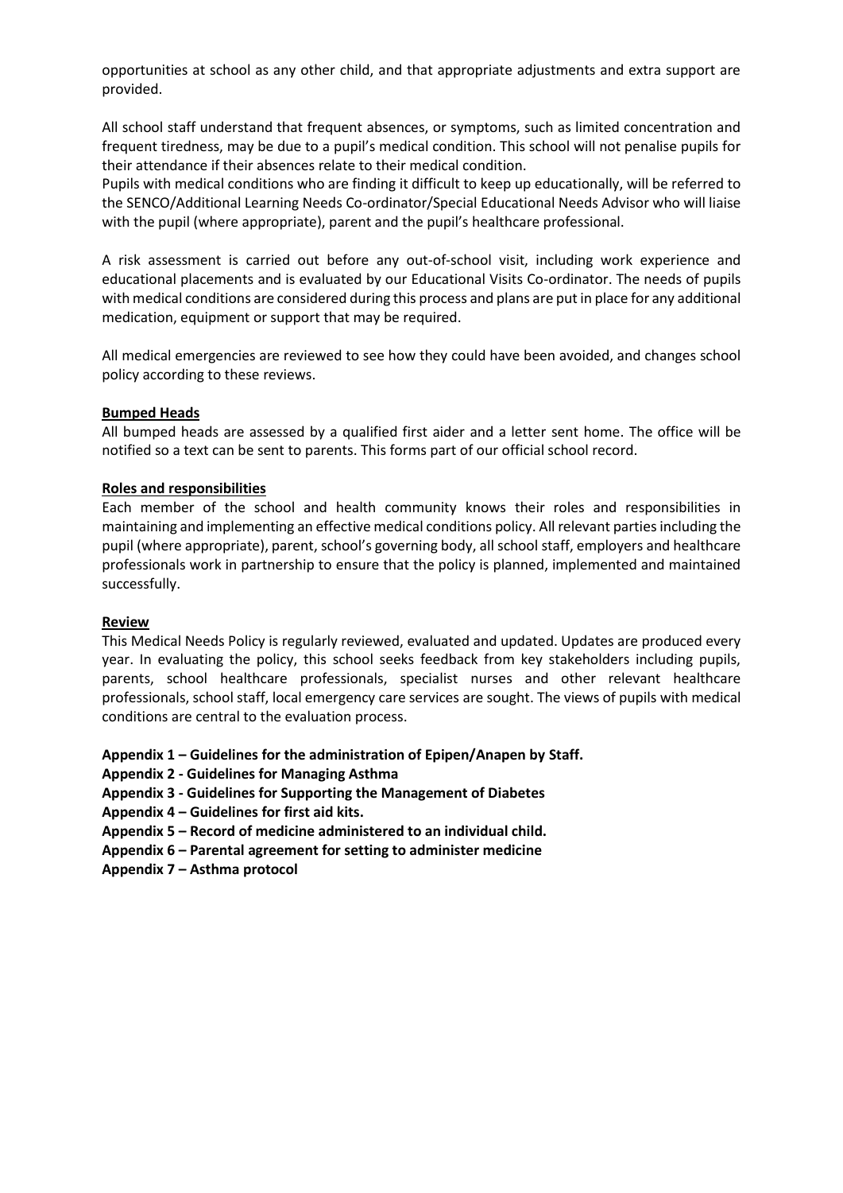opportunities at school as any other child, and that appropriate adjustments and extra support are provided.

All school staff understand that frequent absences, or symptoms, such as limited concentration and frequent tiredness, may be due to a pupil's medical condition. This school will not penalise pupils for their attendance if their absences relate to their medical condition.
Pupils with medical conditions who are finding it difficult to keep up educationally, will be referred to the SENCO/Additional Learning Needs Co-ordinator/Special Educational Needs Advisor who will liaise with the pupil (where appropriate), parent and the pupil's healthcare professional.

A risk assessment is carried out before any out-of-school visit, including work experience and educational placements and is evaluated by our Educational Visits Co-ordinator. The needs of pupils with medical conditions are considered during this process and plans are put in place for any additional medication, equipment or support that may be required.

All medical emergencies are reviewed to see how they could have been avoided, and changes school policy according to these reviews.

**Bumped Heads**

All bumped heads are assessed by a qualified first aider and a letter sent home. The office will be notified so a text can be sent to parents. This forms part of our official school record.

**Roles and responsibilities**

Each member of the school and health community knows their roles and responsibilities in maintaining and implementing an effective medical conditions policy. All relevant parties including the pupil (where appropriate), parent, school's governing body, all school staff, employers and healthcare professionals work in partnership to ensure that the policy is planned, implemented and maintained successfully.

**Review**

This Medical Needs Policy is regularly reviewed, evaluated and updated. Updates are produced every year. In evaluating the policy, this school seeks feedback from key stakeholders including pupils, parents, school healthcare professionals, specialist nurses and other relevant healthcare professionals, school staff, local emergency care services are sought. The views of pupils with medical conditions are central to the evaluation process.

**Appendix 1 – Guidelines for the administration of Epipen/Anapen by Staff.**
**Appendix 2 - Guidelines for Managing Asthma**
**Appendix 3 - Guidelines for Supporting the Management of Diabetes**
**Appendix 4 – Guidelines for first aid kits.**
**Appendix 5 – Record of medicine administered to an individual child.**
**Appendix 6 – Parental agreement for setting to administer medicine**
**Appendix 7 – Asthma protocol**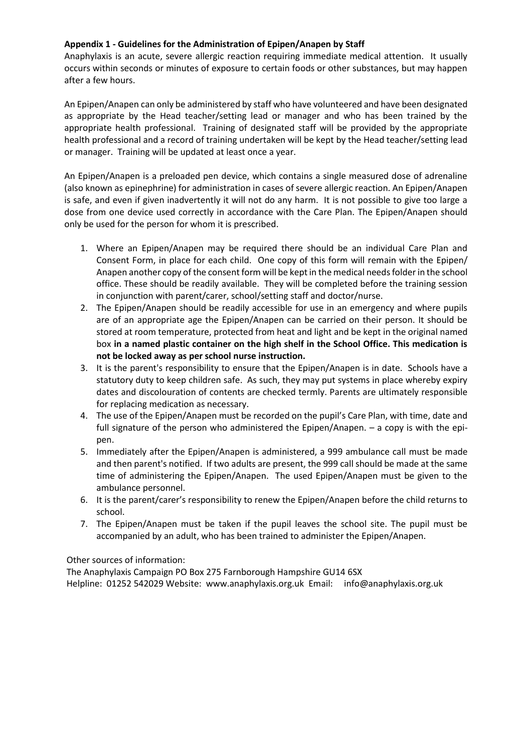**Appendix 1 - Guidelines for the Administration of Epipen/Anapen by Staff**

Anaphylaxis is an acute, severe allergic reaction requiring immediate medical attention. It usually occurs within seconds or minutes of exposure to certain foods or other substances, but may happen after a few hours.

An Epipen/Anapen can only be administered by staff who have volunteered and have been designated as appropriate by the Head teacher/setting lead or manager and who has been trained by the appropriate health professional. Training of designated staff will be provided by the appropriate health professional and a record of training undertaken will be kept by the Head teacher/setting lead or manager. Training will be updated at least once a year.

An Epipen/Anapen is a preloaded pen device, which contains a single measured dose of adrenaline (also known as epinephrine) for administration in cases of severe allergic reaction. An Epipen/Anapen is safe, and even if given inadvertently it will not do any harm. It is not possible to give too large a dose from one device used correctly in accordance with the Care Plan. The Epipen/Anapen should only be used for the person for whom it is prescribed.

1. Where an Epipen/Anapen may be required there should be an individual Care Plan and Consent Form, in place for each child. One copy of this form will remain with the Epipen/ Anapen another copy of the consent form will be kept in the medical needs folder in the school office. These should be readily available. They will be completed before the training session in conjunction with parent/carer, school/setting staff and doctor/nurse.
2. The Epipen/Anapen should be readily accessible for use in an emergency and where pupils are of an appropriate age the Epipen/Anapen can be carried on their person. It should be stored at room temperature, protected from heat and light and be kept in the original named box **in a named plastic container on the high shelf in the School Office. This medication is not be locked away as per school nurse instruction.**
3. It is the parent's responsibility to ensure that the Epipen/Anapen is in date. Schools have a statutory duty to keep children safe. As such, they may put systems in place whereby expiry dates and discolouration of contents are checked termly. Parents are ultimately responsible for replacing medication as necessary.
4. The use of the Epipen/Anapen must be recorded on the pupil's Care Plan, with time, date and full signature of the person who administered the Epipen/Anapen. – a copy is with the epi-pen.
5. Immediately after the Epipen/Anapen is administered, a 999 ambulance call must be made and then parent's notified. If two adults are present, the 999 call should be made at the same time of administering the Epipen/Anapen. The used Epipen/Anapen must be given to the ambulance personnel.
6. It is the parent/carer's responsibility to renew the Epipen/Anapen before the child returns to school.
7. The Epipen/Anapen must be taken if the pupil leaves the school site. The pupil must be accompanied by an adult, who has been trained to administer the Epipen/Anapen.

Other sources of information:

The Anaphylaxis Campaign PO Box 275 Farnborough Hampshire GU14 6SX

Helpline: 01252 542029 Website: www.anaphylaxis.org.uk Email: info@anaphylaxis.org.uk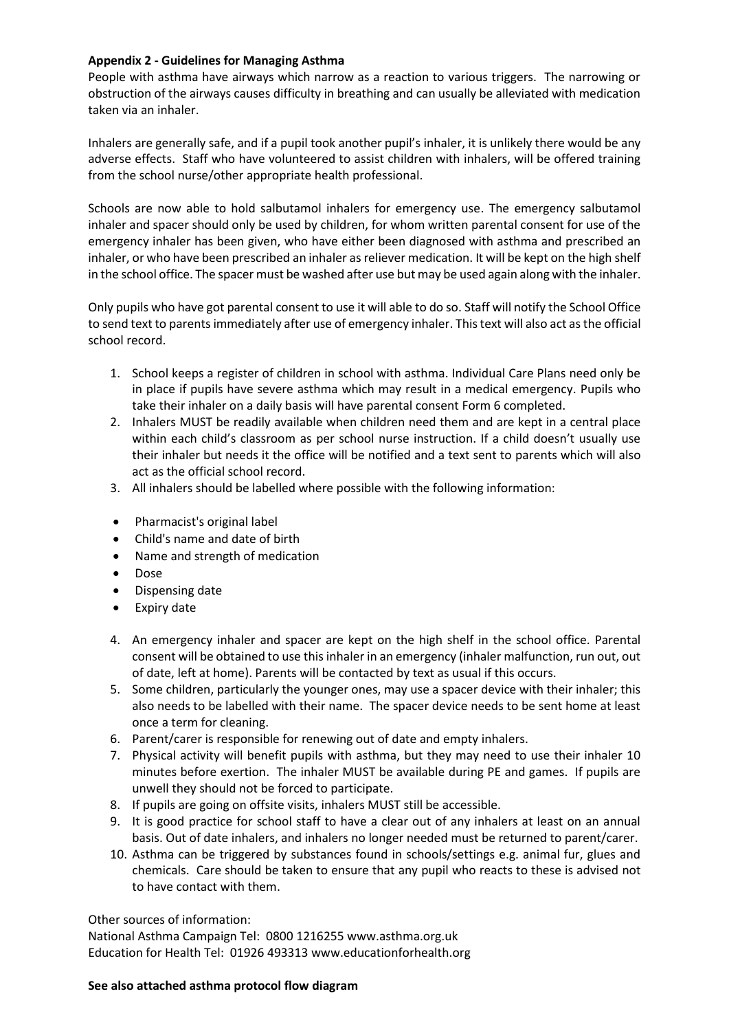**Appendix 2 - Guidelines for Managing Asthma**

People with asthma have airways which narrow as a reaction to various triggers. The narrowing or obstruction of the airways causes difficulty in breathing and can usually be alleviated with medication taken via an inhaler.

Inhalers are generally safe, and if a pupil took another pupil's inhaler, it is unlikely there would be any adverse effects. Staff who have volunteered to assist children with inhalers, will be offered training from the school nurse/other appropriate health professional.

Schools are now able to hold salbutamol inhalers for emergency use. The emergency salbutamol inhaler and spacer should only be used by children, for whom written parental consent for use of the emergency inhaler has been given, who have either been diagnosed with asthma and prescribed an inhaler, or who have been prescribed an inhaler as reliever medication. It will be kept on the high shelf in the school office. The spacer must be washed after use but may be used again along with the inhaler.

Only pupils who have got parental consent to use it will able to do so. Staff will notify the School Office to send text to parents immediately after use of emergency inhaler. This text will also act as the official school record.

1. School keeps a register of children in school with asthma. Individual Care Plans need only be in place if pupils have severe asthma which may result in a medical emergency. Pupils who take their inhaler on a daily basis will have parental consent Form 6 completed.
2. Inhalers MUST be readily available when children need them and are kept in a central place within each child's classroom as per school nurse instruction. If a child doesn't usually use their inhaler but needs it the office will be notified and a text sent to parents which will also act as the official school record.
3. All inhalers should be labelled where possible with the following information:

- Pharmacist's original label
- Child's name and date of birth
- Name and strength of medication
- Dose
- Dispensing date
- Expiry date

4. An emergency inhaler and spacer are kept on the high shelf in the school office. Parental consent will be obtained to use this inhaler in an emergency (inhaler malfunction, run out, out of date, left at home). Parents will be contacted by text as usual if this occurs.
5. Some children, particularly the younger ones, may use a spacer device with their inhaler; this also needs to be labelled with their name. The spacer device needs to be sent home at least once a term for cleaning.
6. Parent/carer is responsible for renewing out of date and empty inhalers.
7. Physical activity will benefit pupils with asthma, but they may need to use their inhaler 10 minutes before exertion. The inhaler MUST be available during PE and games. If pupils are unwell they should not be forced to participate.
8. If pupils are going on offsite visits, inhalers MUST still be accessible.
9. It is good practice for school staff to have a clear out of any inhalers at least on an annual basis. Out of date inhalers, and inhalers no longer needed must be returned to parent/carer.
10. Asthma can be triggered by substances found in schools/settings e.g. animal fur, glues and chemicals. Care should be taken to ensure that any pupil who reacts to these is advised not to have contact with them.

Other sources of information:
National Asthma Campaign Tel: 0800 1216255 www.asthma.org.uk
Education for Health Tel: 01926 493313 www.educationforhealth.org

**See also attached asthma protocol flow diagram**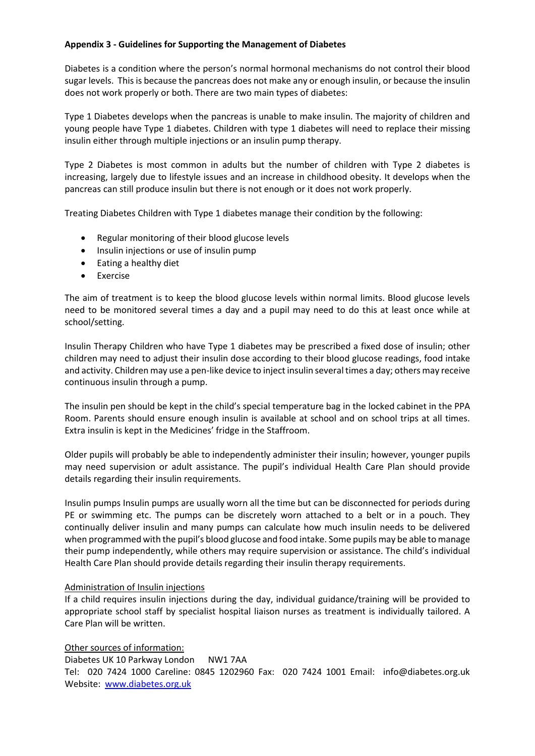**Appendix 3 - Guidelines for Supporting the Management of Diabetes**

Diabetes is a condition where the person's normal hormonal mechanisms do not control their blood sugar levels. This is because the pancreas does not make any or enough insulin, or because the insulin does not work properly or both. There are two main types of diabetes:

Type 1 Diabetes develops when the pancreas is unable to make insulin. The majority of children and young people have Type 1 diabetes. Children with type 1 diabetes will need to replace their missing insulin either through multiple injections or an insulin pump therapy.

Type 2 Diabetes is most common in adults but the number of children with Type 2 diabetes is increasing, largely due to lifestyle issues and an increase in childhood obesity. It develops when the pancreas can still produce insulin but there is not enough or it does not work properly.

Treating Diabetes Children with Type 1 diabetes manage their condition by the following:

- Regular monitoring of their blood glucose levels
- Insulin injections or use of insulin pump
- Eating a healthy diet
- Exercise

The aim of treatment is to keep the blood glucose levels within normal limits. Blood glucose levels need to be monitored several times a day and a pupil may need to do this at least once while at school/setting.

Insulin Therapy Children who have Type 1 diabetes may be prescribed a fixed dose of insulin; other children may need to adjust their insulin dose according to their blood glucose readings, food intake and activity. Children may use a pen-like device to inject insulin several times a day; others may receive continuous insulin through a pump.

The insulin pen should be kept in the child's special temperature bag in the locked cabinet in the PPA Room. Parents should ensure enough insulin is available at school and on school trips at all times. Extra insulin is kept in the Medicines' fridge in the Staffroom.

Older pupils will probably be able to independently administer their insulin; however, younger pupils may need supervision or adult assistance. The pupil's individual Health Care Plan should provide details regarding their insulin requirements.

Insulin pumps Insulin pumps are usually worn all the time but can be disconnected for periods during PE or swimming etc. The pumps can be discretely worn attached to a belt or in a pouch. They continually deliver insulin and many pumps can calculate how much insulin needs to be delivered when programmed with the pupil's blood glucose and food intake. Some pupils may be able to manage their pump independently, while others may require supervision or assistance. The child's individual Health Care Plan should provide details regarding their insulin therapy requirements.

<u>Administration of Insulin injections</u>

If a child requires insulin injections during the day, individual guidance/training will be provided to appropriate school staff by specialist hospital liaison nurses as treatment is individually tailored. A Care Plan will be written.

<u>Other sources of information:</u>

Diabetes UK 10 Parkway London NW1 7AA

Tel: 020 7424 1000 Careline: 0845 1202960 Fax: 020 7424 1001 Email: info@diabetes.org.uk

Website: [www.diabetes.org.uk](http://www.diabetes.org.uk)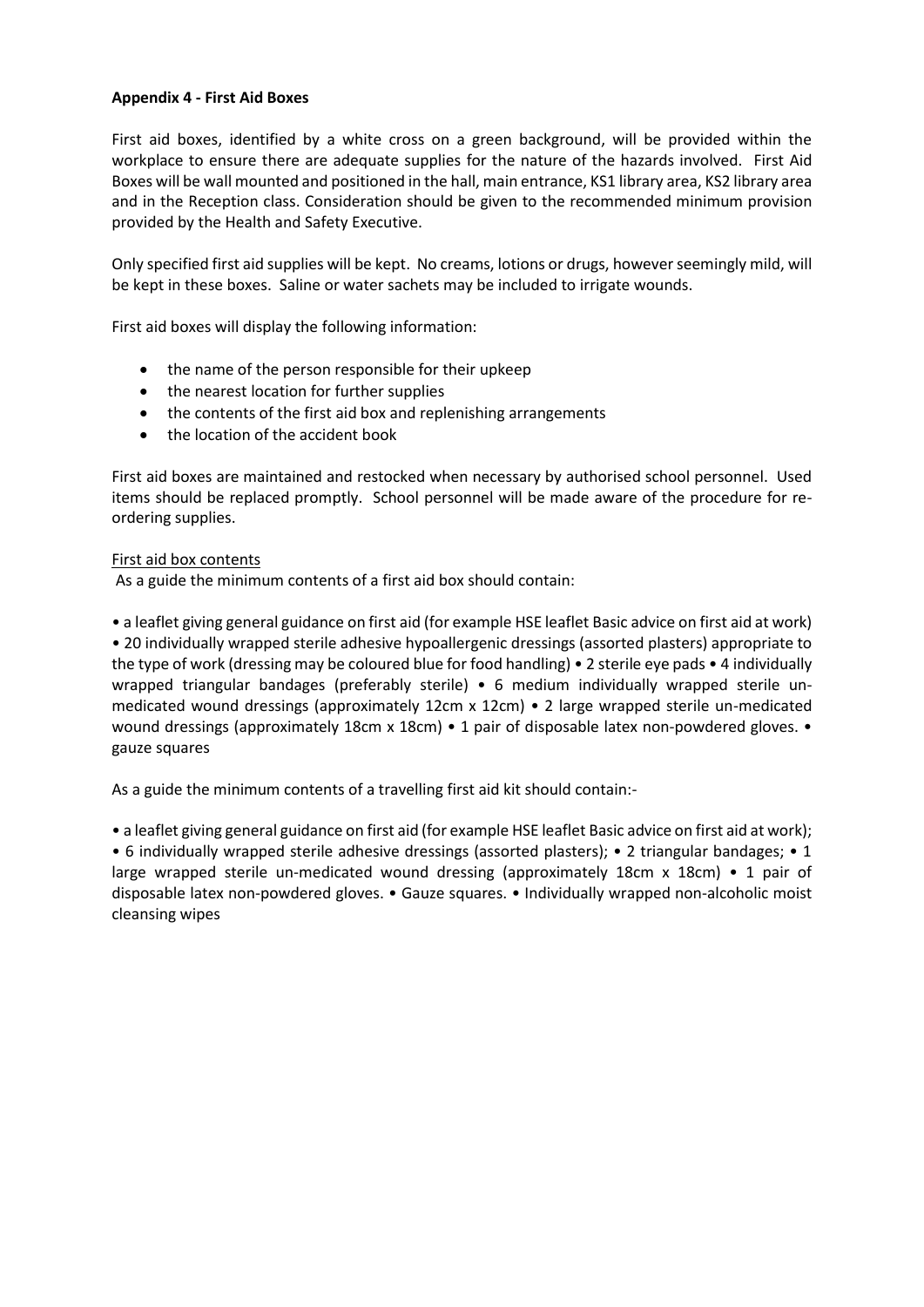**Appendix 4 - First Aid Boxes**

First aid boxes, identified by a white cross on a green background, will be provided within the workplace to ensure there are adequate supplies for the nature of the hazards involved. First Aid Boxes will be wall mounted and positioned in the hall, main entrance, KS1 library area, KS2 library area and in the Reception class. Consideration should be given to the recommended minimum provision provided by the Health and Safety Executive.

Only specified first aid supplies will be kept. No creams, lotions or drugs, however seemingly mild, will be kept in these boxes. Saline or water sachets may be included to irrigate wounds.

First aid boxes will display the following information:

- the name of the person responsible for their upkeep
- the nearest location for further supplies
- the contents of the first aid box and replenishing arrangements
- the location of the accident book

First aid boxes are maintained and restocked when necessary by authorised school personnel. Used items should be replaced promptly. School personnel will be made aware of the procedure for re-ordering supplies.

First aid box contents

As a guide the minimum contents of a first aid box should contain:

• a leaflet giving general guidance on first aid (for example HSE leaflet Basic advice on first aid at work) • 20 individually wrapped sterile adhesive hypoallergenic dressings (assorted plasters) appropriate to the type of work (dressing may be coloured blue for food handling) • 2 sterile eye pads • 4 individually wrapped triangular bandages (preferably sterile) • 6 medium individually wrapped sterile un-medicated wound dressings (approximately 12cm x 12cm) • 2 large wrapped sterile un-medicated wound dressings (approximately 18cm x 18cm) • 1 pair of disposable latex non-powdered gloves. • gauze squares

As a guide the minimum contents of a travelling first aid kit should contain:-

• a leaflet giving general guidance on first aid (for example HSE leaflet Basic advice on first aid at work); • 6 individually wrapped sterile adhesive dressings (assorted plasters); • 2 triangular bandages; • 1 large wrapped sterile un-medicated wound dressing (approximately 18cm x 18cm) • 1 pair of disposable latex non-powdered gloves. • Gauze squares. • Individually wrapped non-alcoholic moist cleansing wipes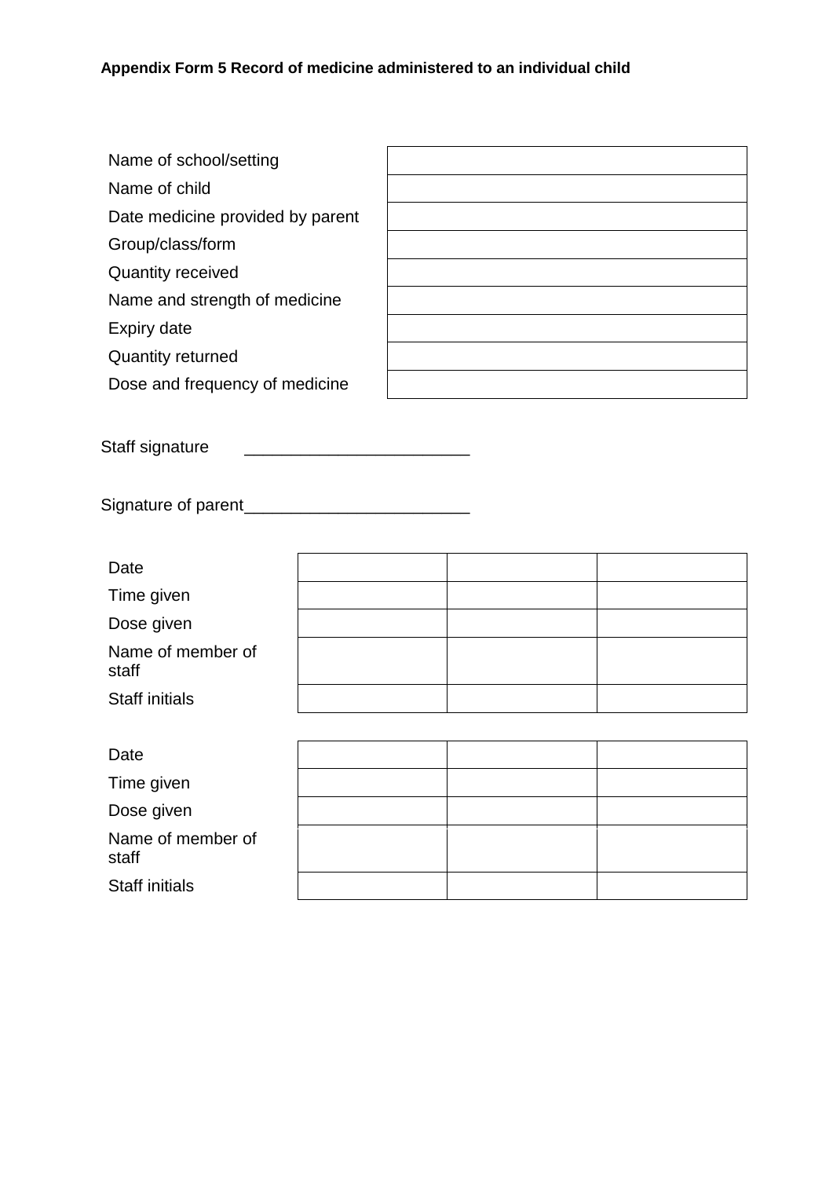**Appendix Form 5 Record of medicine administered to an individual child**

| | |
|---|---|
| Name of school/setting | |
| Name of child | |
| Date medicine provided by parent | |
| Group/class/form | |
| Quantity received | |
| Name and strength of medicine | |
| Expiry date | |
| Quantity returned | |
| Dose and frequency of medicine | |

Staff signature ________________________

Signature of parent________________________

| | | | |
|---|---|---|---|
| Date | | | |
| Time given | | | |
| Dose given | | | |
| Name of member of staff | | | |
| Staff initials | | | |

| | | | |
|---|---|---|---|
| Date | | | |
| Time given | | | |
| Dose given | | | |
| Name of member of staff | | | |
| Staff initials | | | |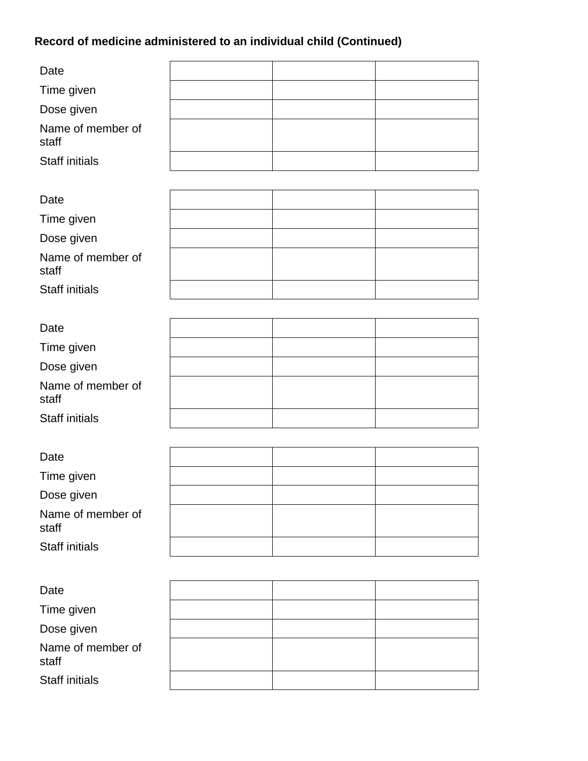**Record of medicine administered to an individual child (Continued)**

| | | | |
|---|---|---|---|
| Date | | | |
| Time given | | | |
| Dose given | | | |
| Name of member of staff | | | |
| Staff initials | | | |

| | | | |
|---|---|---|---|
| Date | | | |
| Time given | | | |
| Dose given | | | |
| Name of member of staff | | | |
| Staff initials | | | |

| | | | |
|---|---|---|---|
| Date | | | |
| Time given | | | |
| Dose given | | | |
| Name of member of staff | | | |
| Staff initials | | | |

| | | | |
|---|---|---|---|
| Date | | | |
| Time given | | | |
| Dose given | | | |
| Name of member of staff | | | |
| Staff initials | | | |

| | | | |
|---|---|---|---|
| Date | | | |
| Time given | | | |
| Dose given | | | |
| Name of member of staff | | | |
| Staff initials | | | |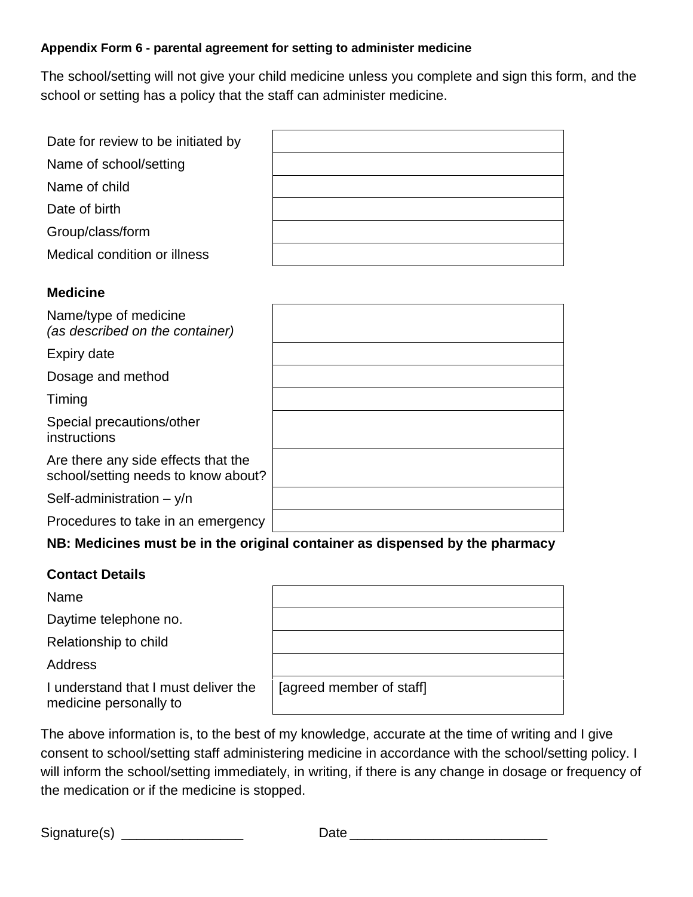**Appendix Form 6 - parental agreement for setting to administer medicine**

The school/setting will not give your child medicine unless you complete and sign this form, and the school or setting has a policy that the staff can administer medicine.

| | |
|---|---|
| Date for review to be initiated by | |
| Name of school/setting | |
| Name of child | |
| Date of birth | |
| Group/class/form | |
| Medical condition or illness | |

**Medicine**

| | |
|---|---|
| Name/type of medicine *(as described on the container)* | |
| Expiry date | |
| Dosage and method | |
| Timing | |
| Special precautions/other instructions | |
| Are there any side effects that the school/setting needs to know about? | |
| Self-administration – y/n | |
| Procedures to take in an emergency | |

**NB: Medicines must be in the original container as dispensed by the pharmacy**

**Contact Details**

| | |
|---|---|
| Name | |
| Daytime telephone no. | |
| Relationship to child | |
| Address | |
| I understand that I must deliver the medicine personally to | [agreed member of staff] |

The above information is, to the best of my knowledge, accurate at the time of writing and I give consent to school/setting staff administering medicine in accordance with the school/setting policy. I will inform the school/setting immediately, in writing, if there is any change in dosage or frequency of the medication or if the medicine is stopped.

Signature(s) ________________ Date __________________________